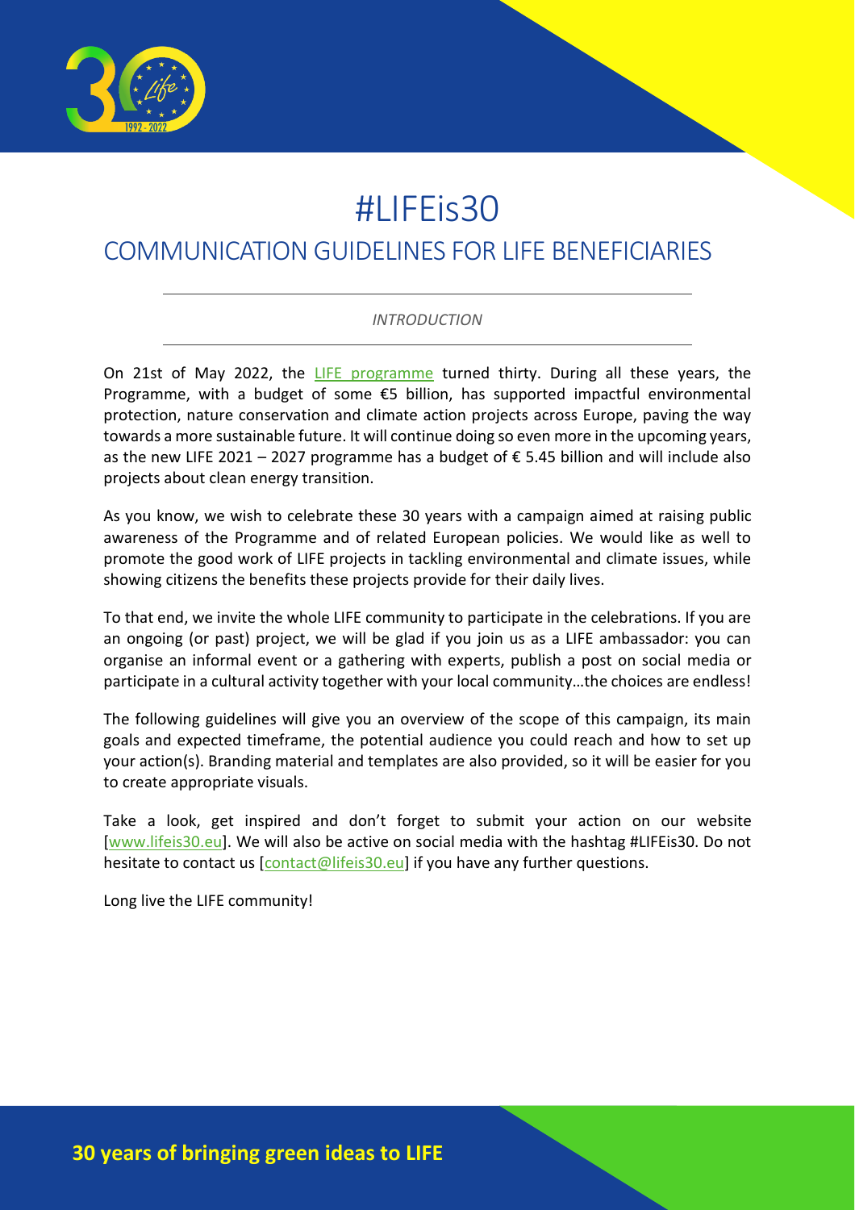# #LIFEis30

## COMMUNICATION GUIDELINES FOR LIFE BENEFICIARIES

*INTRODUCTION*

On 21st of May 2022, the [LIFE programme]() turned thirty. During all these years, the Programme, with a budget of some €5 billion, has supported impactful environmental protection, nature conservation and climate action projects across Europe, paving the way towards a more sustainable future. It will continue doing so even more in the upcoming years, as the new LIFE 2021 – 2027 programme has a budget of € 5.45 billion and will include also projects about clean energy transition.

As you know, we wish to celebrate these 30 years with a campaign aimed at raising public awareness of the Programme and of related European policies. We would like as well to promote the good work of LIFE projects in tackling environmental and climate issues, while showing citizens the benefits these projects provide for their daily lives.

To that end, we invite the whole LIFE community to participate in the celebrations. If you are an ongoing (or past) project, we will be glad if you join us as a LIFE ambassador: you can organise an informal event or a gathering with experts, publish a post on social media or participate in a cultural activity together with your local community…the choices are endless!

The following guidelines will give you an overview of the scope of this campaign, its main goals and expected timeframe, the potential audience you could reach and how to set up your action(s). Branding material and templates are also provided, so it will be easier for you to create appropriate visuals.

Take a look, get inspired and don't forget to submit your action on our website [www.lifeis30.eu]. We will also be active on social media with the hashtag #LIFEis30. Do not hesitate to contact us [contact@lifeis30.eu] if you have any further questions.

Long live the LIFE community!

**30 years of bringing green ideas to LIFE**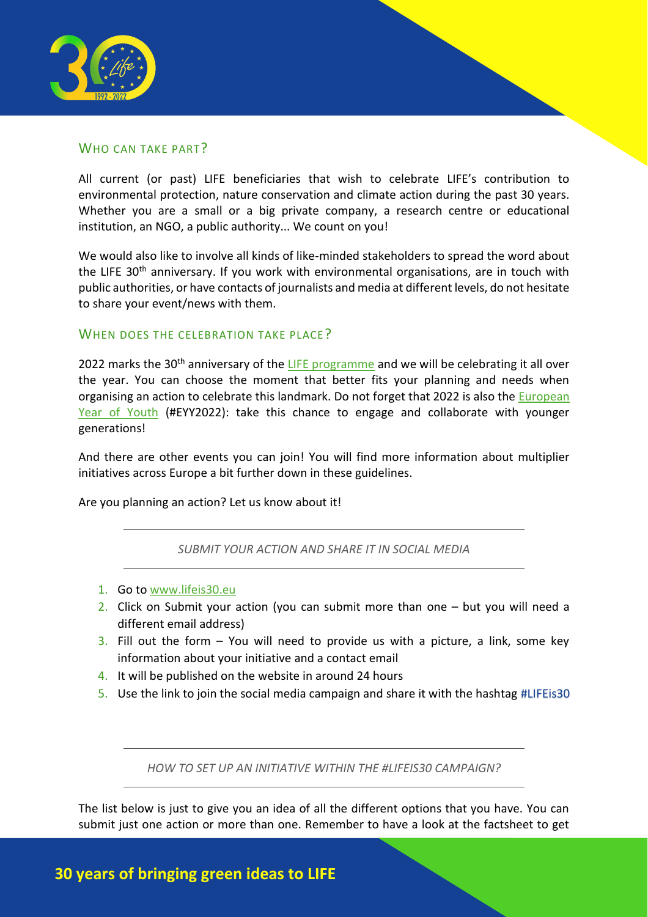## WHO CAN TAKE PART?

All current (or past) LIFE beneficiaries that wish to celebrate LIFE's contribution to environmental protection, nature conservation and climate action during the past 30 years. Whether you are a small or a big private company, a research centre or educational institution, an NGO, a public authority... We count on you!

We would also like to involve all kinds of like-minded stakeholders to spread the word about the LIFE 30th anniversary. If you work with environmental organisations, are in touch with public authorities, or have contacts of journalists and media at different levels, do not hesitate to share your event/news with them.

## WHEN DOES THE CELEBRATION TAKE PLACE?

2022 marks the 30th anniversary of the LIFE programme and we will be celebrating it all over the year. You can choose the moment that better fits your planning and needs when organising an action to celebrate this landmark. Do not forget that 2022 is also the European Year of Youth (#EYY2022): take this chance to engage and collaborate with younger generations!

And there are other events you can join! You will find more information about multiplier initiatives across Europe a bit further down in these guidelines.

Are you planning an action? Let us know about it!

---

*SUBMIT YOUR ACTION AND SHARE IT IN SOCIAL MEDIA*

---

1. Go to www.lifeis30.eu
2. Click on Submit your action (you can submit more than one – but you will need a different email address)
3. Fill out the form – You will need to provide us with a picture, a link, some key information about your initiative and a contact email
4. It will be published on the website in around 24 hours
5. Use the link to join the social media campaign and share it with the hashtag #LIFEis30

---

*HOW TO SET UP AN INITIATIVE WITHIN THE #LIFEIS30 CAMPAIGN?*

---

The list below is just to give you an idea of all the different options that you have. You can submit just one action or more than one. Remember to have a look at the factsheet to get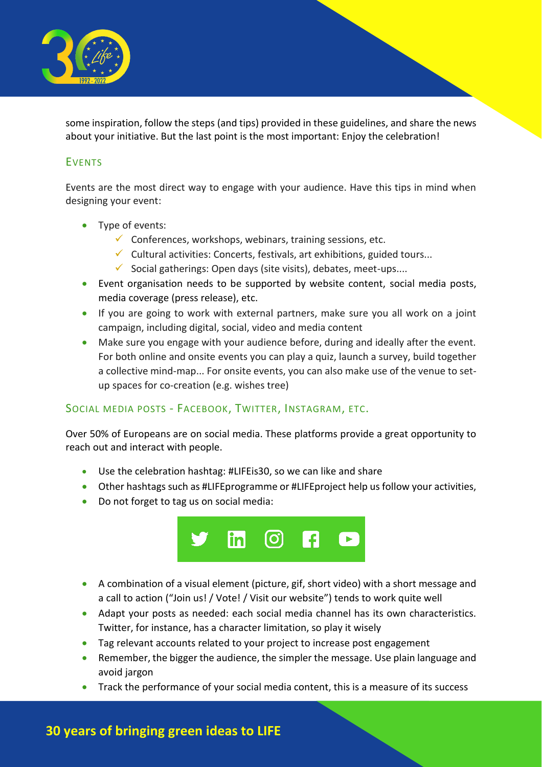some inspiration, follow the steps (and tips) provided in these guidelines, and share the news about your initiative. But the last point is the most important: Enjoy the celebration!

## Events

Events are the most direct way to engage with your audience. Have this tips in mind when designing your event:

- Type of events:
    - ✓ Conferences, workshops, webinars, training sessions, etc.
    - ✓ Cultural activities: Concerts, festivals, art exhibitions, guided tours...
    - ✓ Social gatherings: Open days (site visits), debates, meet-ups....
- Event organisation needs to be supported by website content, social media posts, media coverage (press release), etc.
- If you are going to work with external partners, make sure you all work on a joint campaign, including digital, social, video and media content
- Make sure you engage with your audience before, during and ideally after the event. For both online and onsite events you can play a quiz, launch a survey, build together a collective mind-map... For onsite events, you can also make use of the venue to set-up spaces for co-creation (e.g. wishes tree)

## Social media posts - Facebook, Twitter, Instagram, etc.

Over 50% of Europeans are on social media. These platforms provide a great opportunity to reach out and interact with people.

- Use the celebration hashtag: #LIFEis30, so we can like and share
- Other hashtags such as #LIFEprogramme or #LIFEproject help us follow your activities,
- Do not forget to tag us on social media:
- A combination of a visual element (picture, gif, short video) with a short message and a call to action ("Join us! / Vote! / Visit our website") tends to work quite well
- Adapt your posts as needed: each social media channel has its own characteristics. Twitter, for instance, has a character limitation, so play it wisely
- Tag relevant accounts related to your project to increase post engagement
- Remember, the bigger the audience, the simpler the message. Use plain language and avoid jargon
- Track the performance of your social media content, this is a measure of its success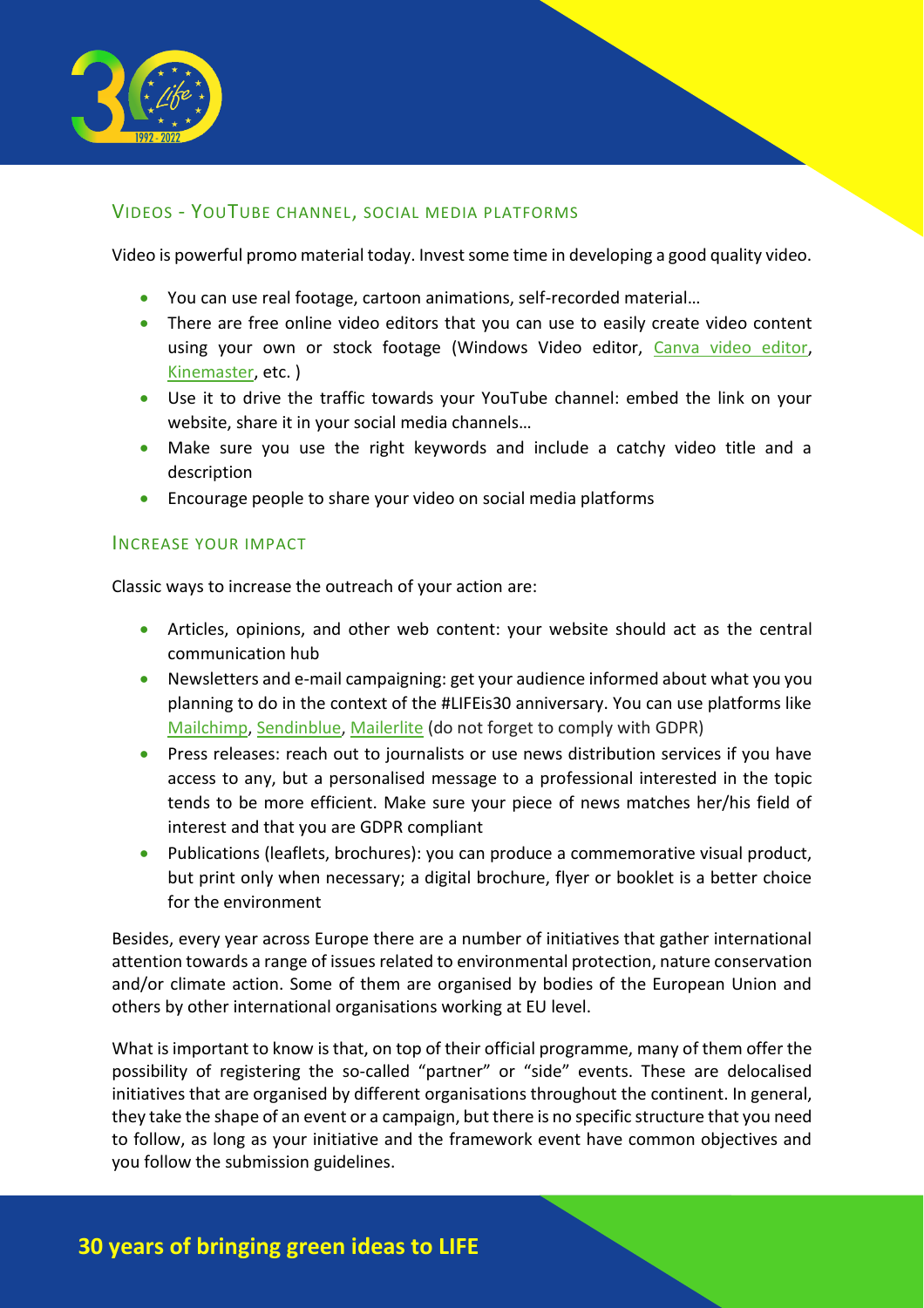## Videos - YouTube channel, social media platforms

Video is powerful promo material today. Invest some time in developing a good quality video.

- You can use real footage, cartoon animations, self-recorded material…
- There are free online video editors that you can use to easily create video content using your own or stock footage (Windows Video editor, Canva video editor, Kinemaster, etc. )
- Use it to drive the traffic towards your YouTube channel: embed the link on your website, share it in your social media channels…
- Make sure you use the right keywords and include a catchy video title and a description
- Encourage people to share your video on social media platforms

## Increase your impact

Classic ways to increase the outreach of your action are:

- Articles, opinions, and other web content: your website should act as the central communication hub
- Newsletters and e-mail campaigning: get your audience informed about what you you planning to do in the context of the #LIFEis30 anniversary. You can use platforms like Mailchimp, Sendinblue, Mailerlite (do not forget to comply with GDPR)
- Press releases: reach out to journalists or use news distribution services if you have access to any, but a personalised message to a professional interested in the topic tends to be more efficient. Make sure your piece of news matches her/his field of interest and that you are GDPR compliant
- Publications (leaflets, brochures): you can produce a commemorative visual product, but print only when necessary; a digital brochure, flyer or booklet is a better choice for the environment

Besides, every year across Europe there are a number of initiatives that gather international attention towards a range of issues related to environmental protection, nature conservation and/or climate action. Some of them are organised by bodies of the European Union and others by other international organisations working at EU level.

What is important to know is that, on top of their official programme, many of them offer the possibility of registering the so-called "partner" or "side" events. These are delocalised initiatives that are organised by different organisations throughout the continent. In general, they take the shape of an event or a campaign, but there is no specific structure that you need to follow, as long as your initiative and the framework event have common objectives and you follow the submission guidelines.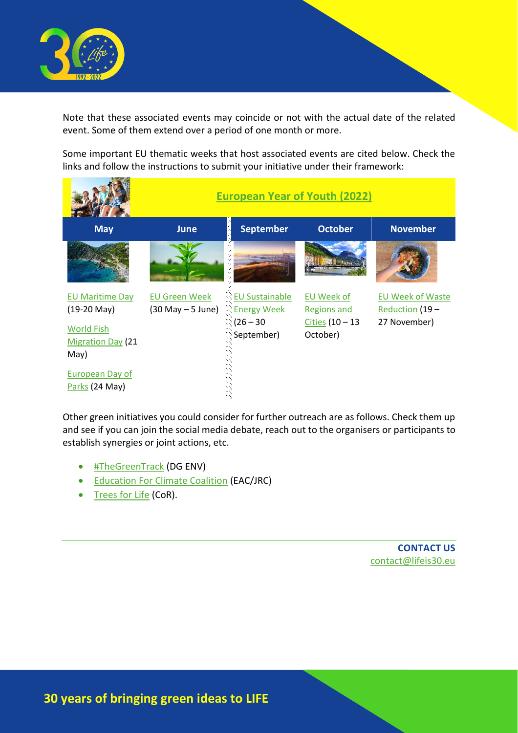Note that these associated events may coincide or not with the actual date of the related event. Some of them extend over a period of one month or more.

Some important EU thematic weeks that host associated events are cited below. Check the links and follow the instructions to submit your initiative under their framework:

**European Year of Youth (2022)**

| May | June | September | October | November |
|---|---|---|---|---|
| EU Maritime Day (19-20 May)<br><br>World Fish Migration Day (21 May)<br><br>European Day of Parks (24 May) | EU Green Week (30 May – 5 June) | EU Sustainable Energy Week (26 – 30 September) | EU Week of Regions and Cities (10 – 13 October) | EU Week of Waste Reduction (19 – 27 November) |

Other green initiatives you could consider for further outreach are as follows. Check them up and see if you can join the social media debate, reach out to the organisers or participants to establish synergies or joint actions, etc.

- #TheGreenTrack (DG ENV)
- Education For Climate Coalition (EAC/JRC)
- Trees for Life (CoR).

**CONTACT US**
contact@lifeis30.eu

**30 years of bringing green ideas to LIFE**